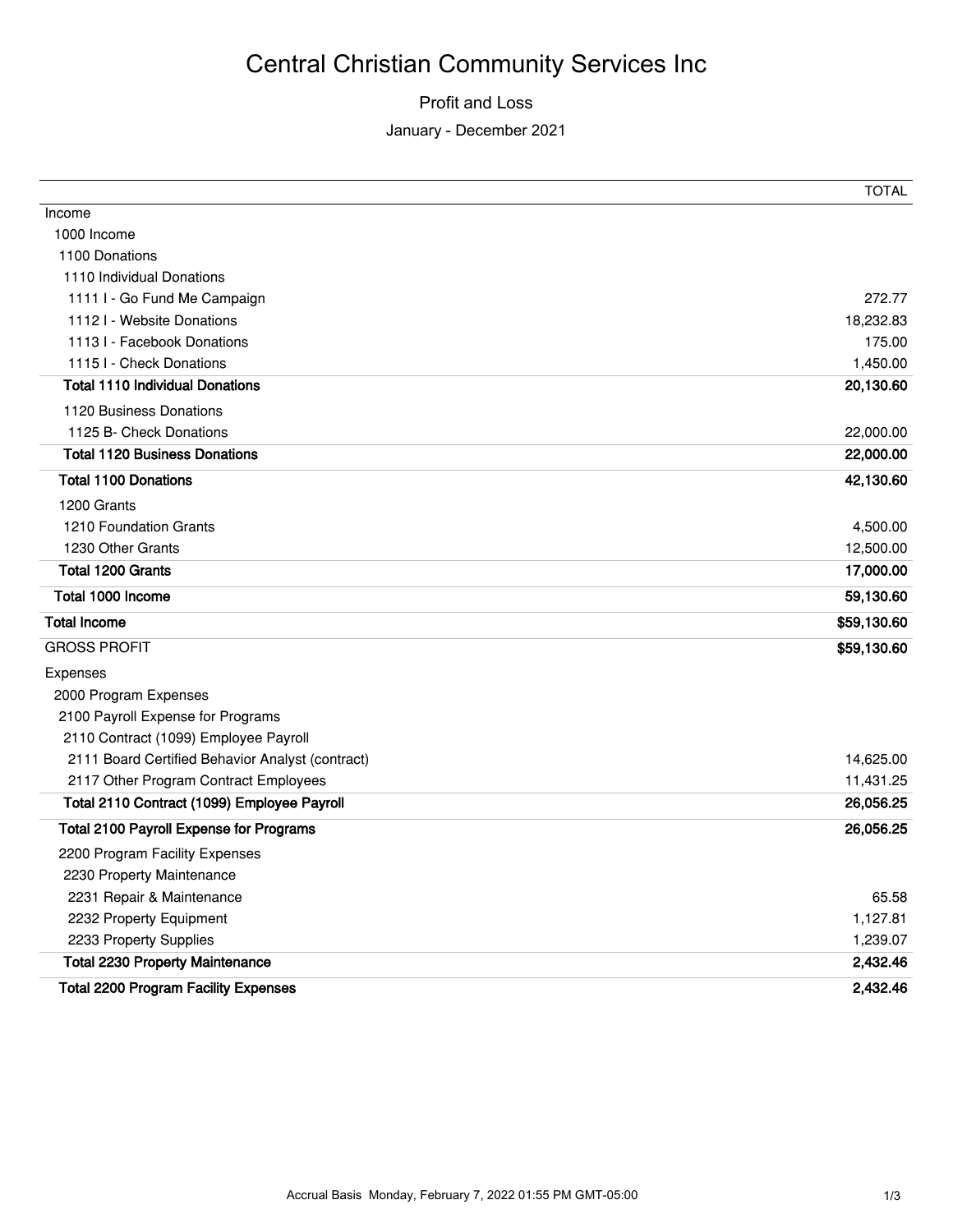# Central Christian Community Services Inc

## Profit and Loss

### January - December 2021

| | TOTAL |
|---|---|
| Income | |
| 1000 Income | |
| 1100 Donations | |
| 1110 Individual Donations | |
| 1111 I - Go Fund Me Campaign | 272.77 |
| 1112 I - Website Donations | 18,232.83 |
| 1113 I - Facebook Donations | 175.00 |
| 1115 I - Check Donations | 1,450.00 |
| **Total 1110 Individual Donations** | **20,130.60** |
| 1120 Business Donations | |
| 1125 B- Check Donations | 22,000.00 |
| **Total 1120 Business Donations** | **22,000.00** |
| **Total 1100 Donations** | **42,130.60** |
| 1200 Grants | |
| 1210 Foundation Grants | 4,500.00 |
| 1230 Other Grants | 12,500.00 |
| **Total 1200 Grants** | **17,000.00** |
| **Total 1000 Income** | **59,130.60** |
| **Total Income** | **$59,130.60** |
| GROSS PROFIT | **$59,130.60** |
| Expenses | |
| 2000 Program Expenses | |
| 2100 Payroll Expense for Programs | |
| 2110 Contract (1099) Employee Payroll | |
| 2111 Board Certified Behavior Analyst (contract) | 14,625.00 |
| 2117 Other Program Contract Employees | 11,431.25 |
| **Total 2110 Contract (1099) Employee Payroll** | **26,056.25** |
| **Total 2100 Payroll Expense for Programs** | **26,056.25** |
| 2200 Program Facility Expenses | |
| 2230 Property Maintenance | |
| 2231 Repair & Maintenance | 65.58 |
| 2232 Property Equipment | 1,127.81 |
| 2233 Property Supplies | 1,239.07 |
| **Total 2230 Property Maintenance** | **2,432.46** |
| **Total 2200 Program Facility Expenses** | **2,432.46** |

Accrual Basis Monday, February 7, 2022 01:55 PM GMT-05:00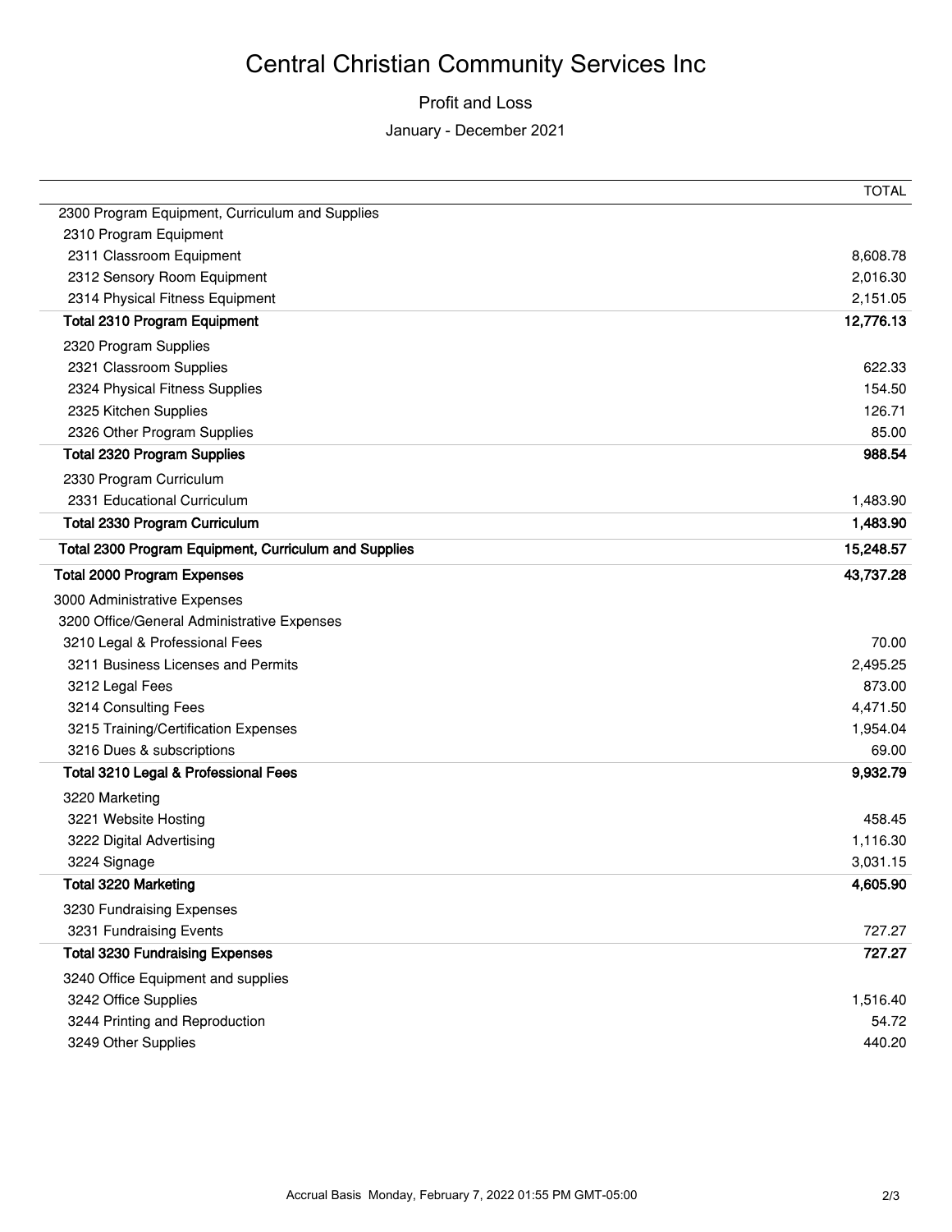# Central Christian Community Services Inc

Profit and Loss

January - December 2021

| | TOTAL |
|---|---|
| 2300 Program Equipment, Curriculum and Supplies | |
| 2310 Program Equipment | |
| 2311 Classroom Equipment | 8,608.78 |
| 2312 Sensory Room Equipment | 2,016.30 |
| 2314 Physical Fitness Equipment | 2,151.05 |
| **Total 2310 Program Equipment** | **12,776.13** |
| 2320 Program Supplies | |
| 2321 Classroom Supplies | 622.33 |
| 2324 Physical Fitness Supplies | 154.50 |
| 2325 Kitchen Supplies | 126.71 |
| 2326 Other Program Supplies | 85.00 |
| **Total 2320 Program Supplies** | **988.54** |
| 2330 Program Curriculum | |
| 2331 Educational Curriculum | 1,483.90 |
| **Total 2330 Program Curriculum** | **1,483.90** |
| **Total 2300 Program Equipment, Curriculum and Supplies** | **15,248.57** |
| **Total 2000 Program Expenses** | **43,737.28** |
| 3000 Administrative Expenses | |
| 3200 Office/General Administrative Expenses | |
| 3210 Legal & Professional Fees | 70.00 |
| 3211 Business Licenses and Permits | 2,495.25 |
| 3212 Legal Fees | 873.00 |
| 3214 Consulting Fees | 4,471.50 |
| 3215 Training/Certification Expenses | 1,954.04 |
| 3216 Dues & subscriptions | 69.00 |
| **Total 3210 Legal & Professional Fees** | **9,932.79** |
| 3220 Marketing | |
| 3221 Website Hosting | 458.45 |
| 3222 Digital Advertising | 1,116.30 |
| 3224 Signage | 3,031.15 |
| **Total 3220 Marketing** | **4,605.90** |
| 3230 Fundraising Expenses | |
| 3231 Fundraising Events | 727.27 |
| **Total 3230 Fundraising Expenses** | **727.27** |
| 3240 Office Equipment and supplies | |
| 3242 Office Supplies | 1,516.40 |
| 3244 Printing and Reproduction | 54.72 |
| 3249 Other Supplies | 440.20 |

Accrual Basis Monday, February 7, 2022 01:55 PM GMT-05:00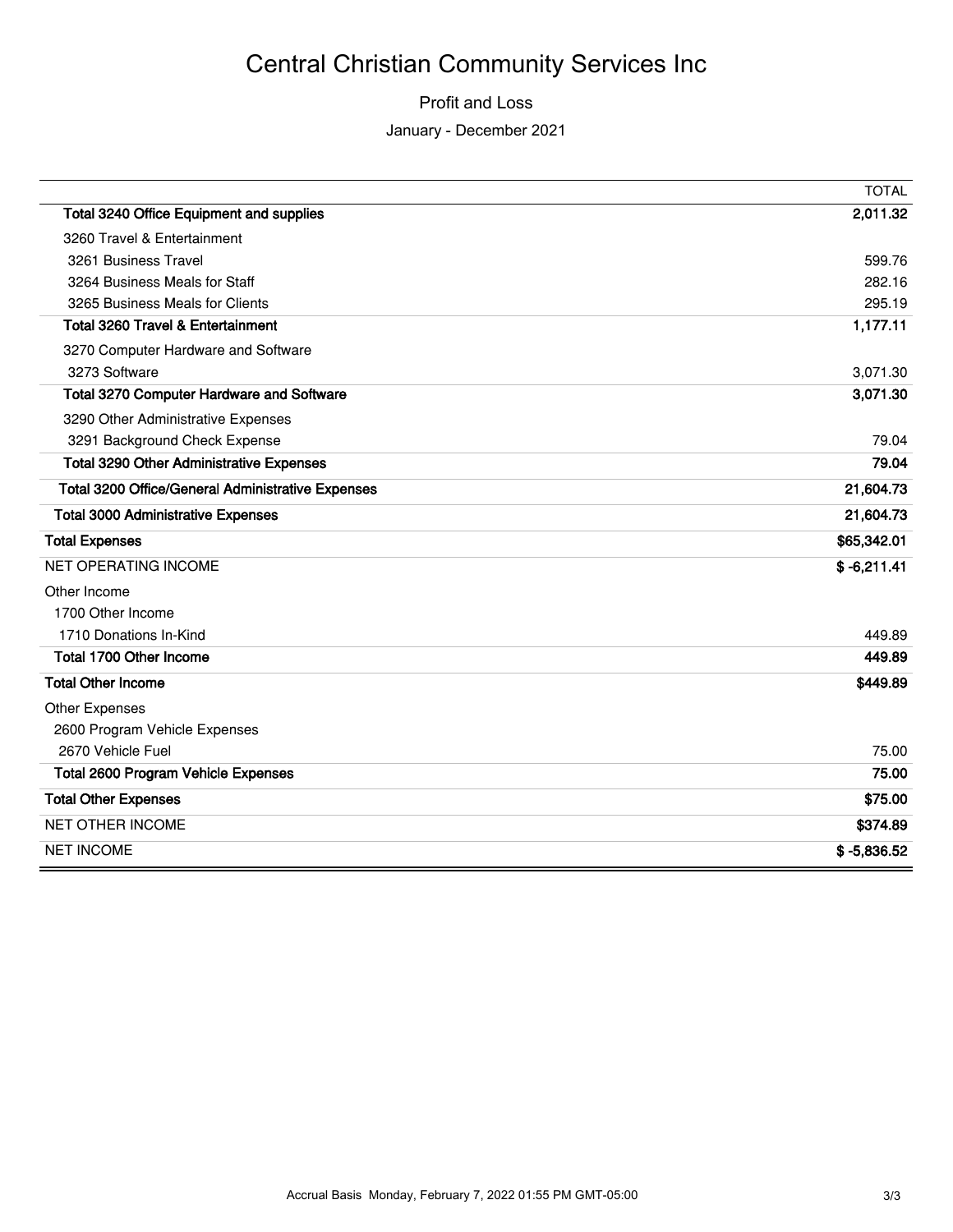# Central Christian Community Services Inc

## Profit and Loss

### January - December 2021

| | TOTAL |
|---|---|
| **Total 3240 Office Equipment and supplies** | **2,011.32** |
| 3260 Travel & Entertainment | |
| 3261 Business Travel | 599.76 |
| 3264 Business Meals for Staff | 282.16 |
| 3265 Business Meals for Clients | 295.19 |
| **Total 3260 Travel & Entertainment** | **1,177.11** |
| 3270 Computer Hardware and Software | |
| 3273 Software | 3,071.30 |
| **Total 3270 Computer Hardware and Software** | **3,071.30** |
| 3290 Other Administrative Expenses | |
| 3291 Background Check Expense | 79.04 |
| **Total 3290 Other Administrative Expenses** | **79.04** |
| **Total 3200 Office/General Administrative Expenses** | **21,604.73** |
| **Total 3000 Administrative Expenses** | **21,604.73** |
| **Total Expenses** | **$65,342.01** |
| NET OPERATING INCOME | **$ -6,211.41** |
| Other Income | |
| 1700 Other Income | |
| 1710 Donations In-Kind | 449.89 |
| **Total 1700 Other Income** | **449.89** |
| **Total Other Income** | **$449.89** |
| Other Expenses | |
| 2600 Program Vehicle Expenses | |
| 2670 Vehicle Fuel | 75.00 |
| **Total 2600 Program Vehicle Expenses** | **75.00** |
| **Total Other Expenses** | **$75.00** |
| NET OTHER INCOME | **$374.89** |
| NET INCOME | **$ -5,836.52** |

Accrual Basis Monday, February 7, 2022 01:55 PM GMT-05:00